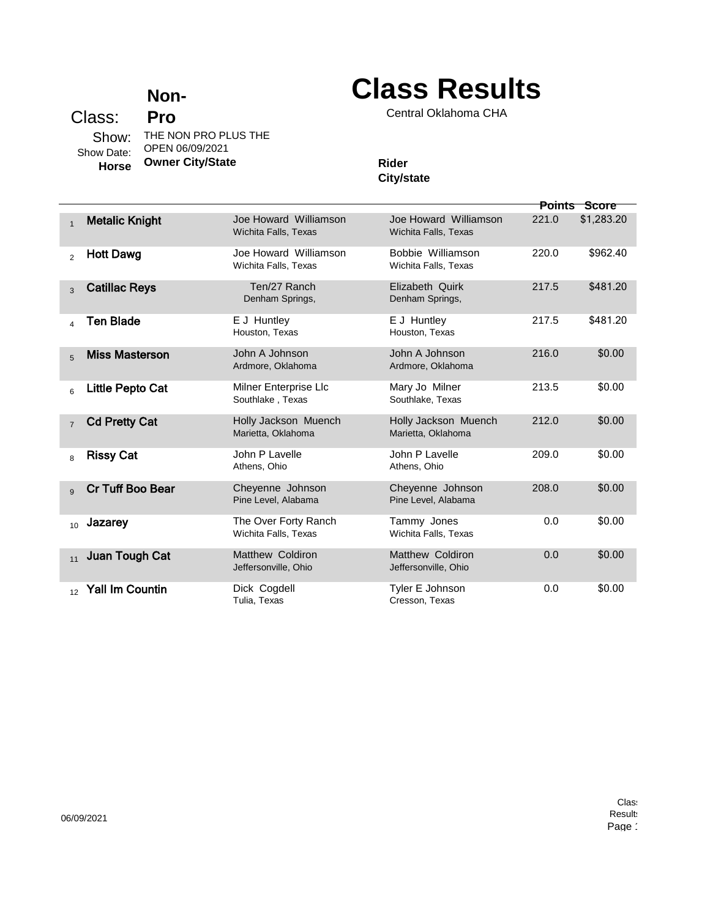# Class Results

Central Oklahoma CHA

**Class:** **Non-Pro**

**Show:** THE NON PRO PLUS THE OPEN 06/09/2021

**Show Date:**

| | Horse | Owner City/State | Rider City/state | Points | Score |
|---|---|---|---|---|---|
| 1 | **Metalic Knight** | Joe Howard Williamson<br>Wichita Falls, Texas | Joe Howard Williamson<br>Wichita Falls, Texas | 221.0 | $1,283.20 |
| 2 | **Hott Dawg** | Joe Howard Williamson<br>Wichita Falls, Texas | Bobbie Williamson<br>Wichita Falls, Texas | 220.0 | $962.40 |
| 3 | **Catillac Reys** | Ten/27 Ranch<br>Denham Springs, | Elizabeth Quirk<br>Denham Springs, | 217.5 | $481.20 |
| 4 | **Ten Blade** | E J Huntley<br>Houston, Texas | E J Huntley<br>Houston, Texas | 217.5 | $481.20 |
| 5 | **Miss Masterson** | John A Johnson<br>Ardmore, Oklahoma | John A Johnson<br>Ardmore, Oklahoma | 216.0 | $0.00 |
| 6 | **Little Pepto Cat** | Milner Enterprise Llc<br>Southlake , Texas | Mary Jo Milner<br>Southlake, Texas | 213.5 | $0.00 |
| 7 | **Cd Pretty Cat** | Holly Jackson Muench<br>Marietta, Oklahoma | Holly Jackson Muench<br>Marietta, Oklahoma | 212.0 | $0.00 |
| 8 | **Rissy Cat** | John P Lavelle<br>Athens, Ohio | John P Lavelle<br>Athens, Ohio | 209.0 | $0.00 |
| 9 | **Cr Tuff Boo Bear** | Cheyenne Johnson<br>Pine Level, Alabama | Cheyenne Johnson<br>Pine Level, Alabama | 208.0 | $0.00 |
| 10 | **Jazarey** | The Over Forty Ranch<br>Wichita Falls, Texas | Tammy Jones<br>Wichita Falls, Texas | 0.0 | $0.00 |
| 11 | **Juan Tough Cat** | Matthew Coldiron<br>Jeffersonville, Ohio | Matthew Coldiron<br>Jeffersonville, Ohio | 0.0 | $0.00 |
| 12 | **Yall Im Countin** | Dick Cogdell<br>Tulia, Texas | Tyler E Johnson<br>Cresson, Texas | 0.0 | $0.00 |

06/09/2021